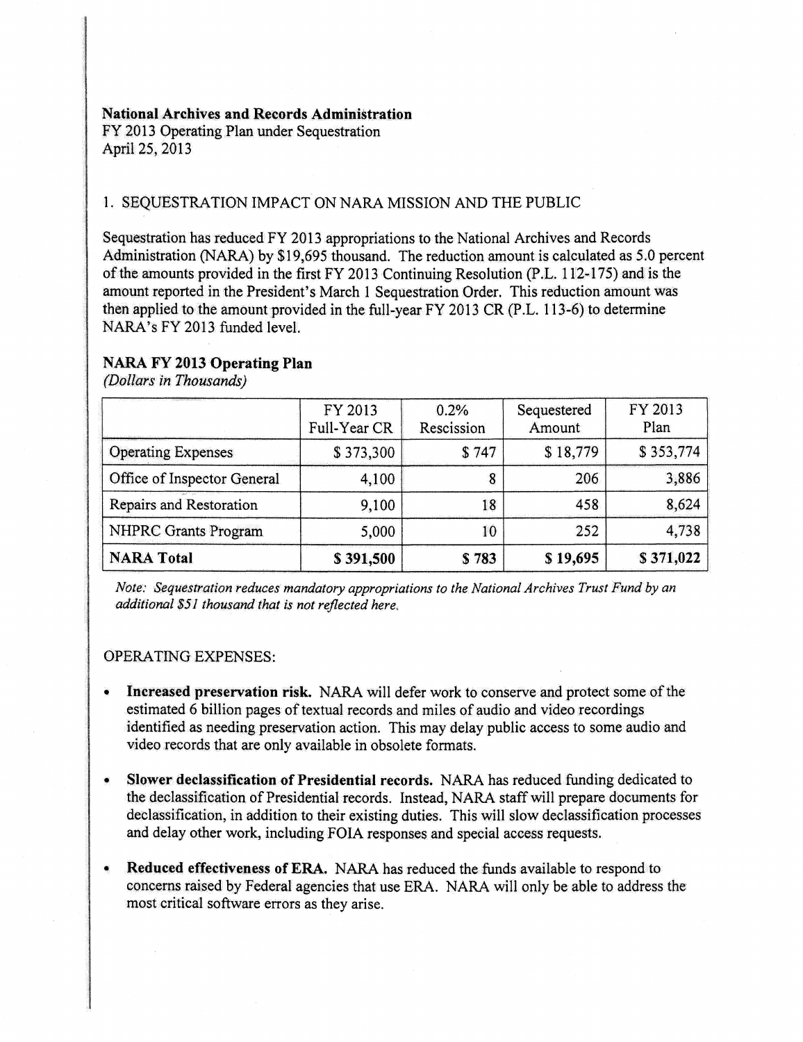**National Archives and Records Administration**
FY 2013 Operating Plan under Sequestration
April 25, 2013

1. SEQUESTRATION IMPACT ON NARA MISSION AND THE PUBLIC

Sequestration has reduced FY 2013 appropriations to the National Archives and Records Administration (NARA) by $19,695 thousand. The reduction amount is calculated as 5.0 percent of the amounts provided in the first FY 2013 Continuing Resolution (P.L. 112-175) and is the amount reported in the President's March 1 Sequestration Order. This reduction amount was then applied to the amount provided in the full-year FY 2013 CR (P.L. 113-6) to determine NARA's FY 2013 funded level.

**NARA FY 2013 Operating Plan**
*(Dollars in Thousands)*

| | FY 2013 Full-Year CR | 0.2% Rescission | Sequestered Amount | FY 2013 Plan |
|---|---|---|---|---|
| Operating Expenses | $ 373,300 | $ 747 | $ 18,779 | $ 353,774 |
| Office of Inspector General | 4,100 | 8 | 206 | 3,886 |
| Repairs and Restoration | 9,100 | 18 | 458 | 8,624 |
| NHPRC Grants Program | 5,000 | 10 | 252 | 4,738 |
| **NARA Total** | **$ 391,500** | **$ 783** | **$ 19,695** | **$ 371,022** |

*Note: Sequestration reduces mandatory appropriations to the National Archives Trust Fund by an additional $51 thousand that is not reflected here.*

OPERATING EXPENSES:

- **Increased preservation risk.** NARA will defer work to conserve and protect some of the estimated 6 billion pages of textual records and miles of audio and video recordings identified as needing preservation action. This may delay public access to some audio and video records that are only available in obsolete formats.
- **Slower declassification of Presidential records.** NARA has reduced funding dedicated to the declassification of Presidential records. Instead, NARA staff will prepare documents for declassification, in addition to their existing duties. This will slow declassification processes and delay other work, including FOIA responses and special access requests.
- **Reduced effectiveness of ERA.** NARA has reduced the funds available to respond to concerns raised by Federal agencies that use ERA. NARA will only be able to address the most critical software errors as they arise.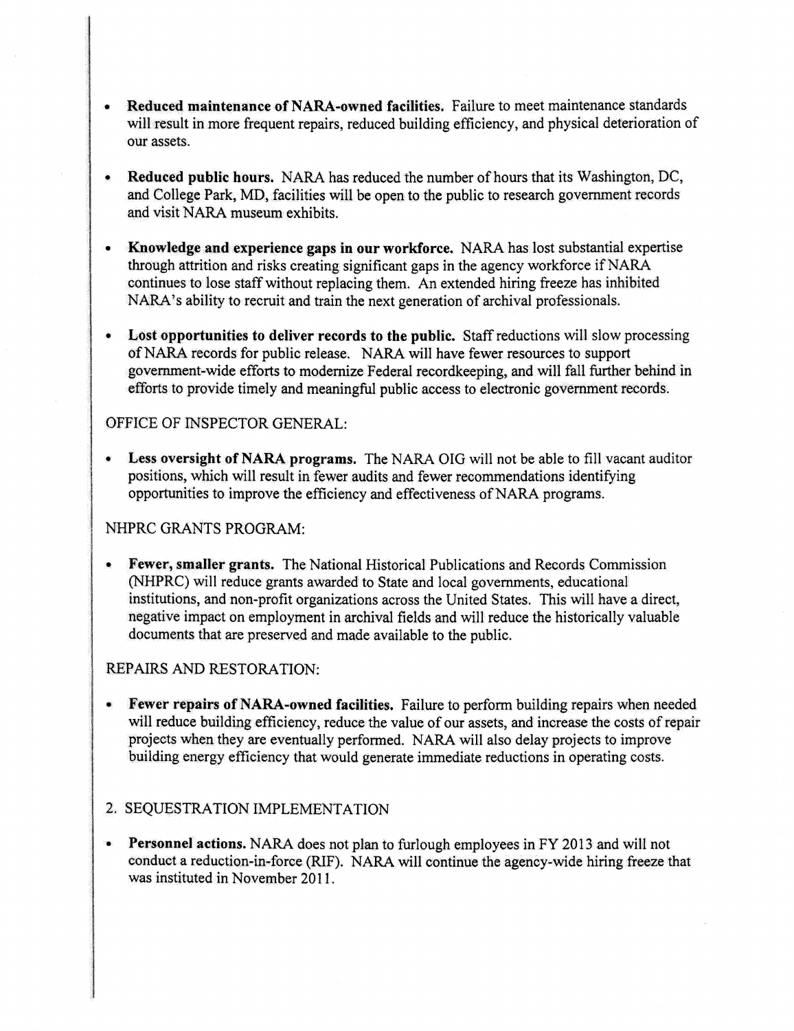- **Reduced maintenance of NARA-owned facilities.** Failure to meet maintenance standards will result in more frequent repairs, reduced building efficiency, and physical deterioration of our assets.

- **Reduced public hours.** NARA has reduced the number of hours that its Washington, DC, and College Park, MD, facilities will be open to the public to research government records and visit NARA museum exhibits.

- **Knowledge and experience gaps in our workforce.** NARA has lost substantial expertise through attrition and risks creating significant gaps in the agency workforce if NARA continues to lose staff without replacing them. An extended hiring freeze has inhibited NARA's ability to recruit and train the next generation of archival professionals.

- **Lost opportunities to deliver records to the public.** Staff reductions will slow processing of NARA records for public release. NARA will have fewer resources to support government-wide efforts to modernize Federal recordkeeping, and will fall further behind in efforts to provide timely and meaningful public access to electronic government records.

OFFICE OF INSPECTOR GENERAL:

- **Less oversight of NARA programs.** The NARA OIG will not be able to fill vacant auditor positions, which will result in fewer audits and fewer recommendations identifying opportunities to improve the efficiency and effectiveness of NARA programs.

NHPRC GRANTS PROGRAM:

- **Fewer, smaller grants.** The National Historical Publications and Records Commission (NHPRC) will reduce grants awarded to State and local governments, educational institutions, and non-profit organizations across the United States. This will have a direct, negative impact on employment in archival fields and will reduce the historically valuable documents that are preserved and made available to the public.

REPAIRS AND RESTORATION:

- **Fewer repairs of NARA-owned facilities.** Failure to perform building repairs when needed will reduce building efficiency, reduce the value of our assets, and increase the costs of repair projects when they are eventually performed. NARA will also delay projects to improve building energy efficiency that would generate immediate reductions in operating costs.

2. SEQUESTRATION IMPLEMENTATION

- **Personnel actions.** NARA does not plan to furlough employees in FY 2013 and will not conduct a reduction-in-force (RIF). NARA will continue the agency-wide hiring freeze that was instituted in November 2011.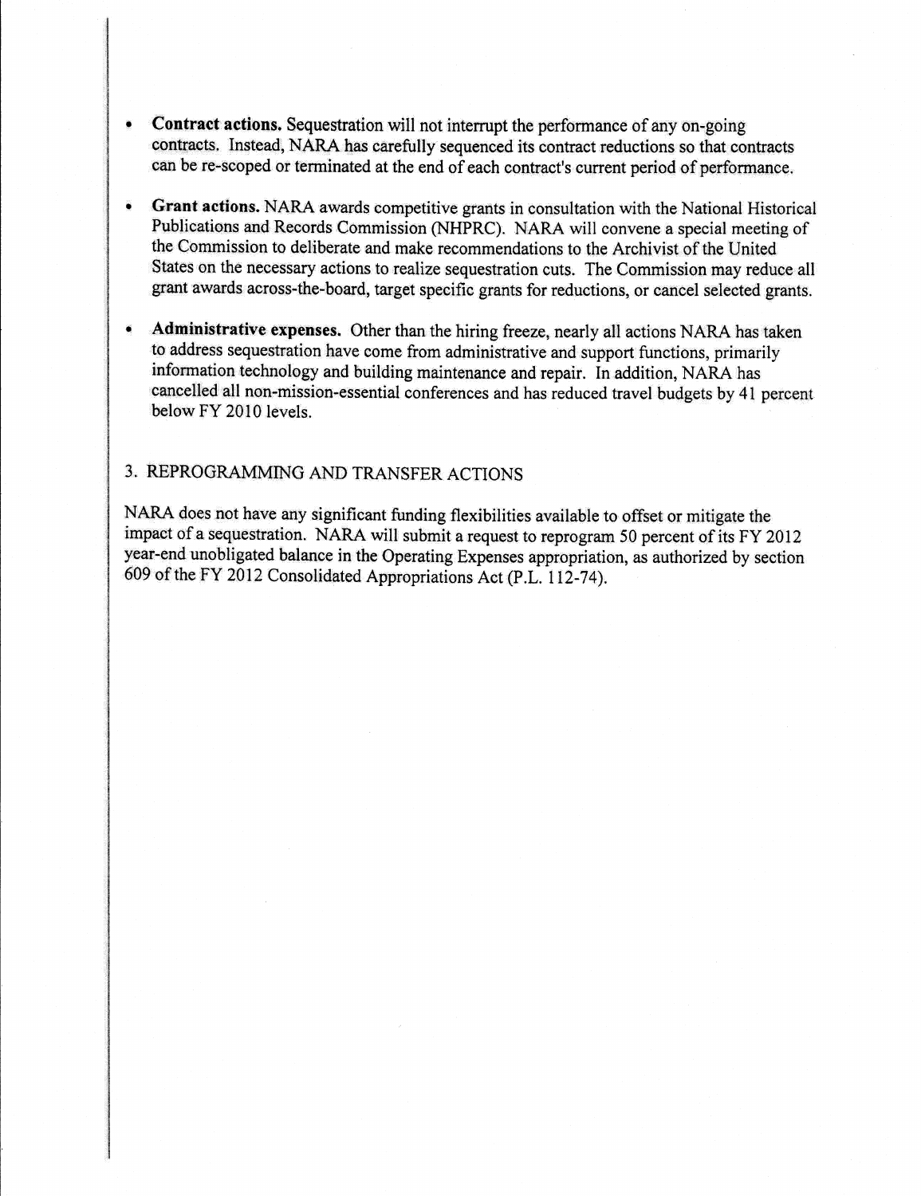- **Contract actions.** Sequestration will not interrupt the performance of any on-going contracts. Instead, NARA has carefully sequenced its contract reductions so that contracts can be re-scoped or terminated at the end of each contract's current period of performance.

- **Grant actions.** NARA awards competitive grants in consultation with the National Historical Publications and Records Commission (NHPRC). NARA will convene a special meeting of the Commission to deliberate and make recommendations to the Archivist of the United States on the necessary actions to realize sequestration cuts. The Commission may reduce all grant awards across-the-board, target specific grants for reductions, or cancel selected grants.

- **Administrative expenses.** Other than the hiring freeze, nearly all actions NARA has taken to address sequestration have come from administrative and support functions, primarily information technology and building maintenance and repair. In addition, NARA has cancelled all non-mission-essential conferences and has reduced travel budgets by 41 percent below FY 2010 levels.

## 3. REPROGRAMMING AND TRANSFER ACTIONS

NARA does not have any significant funding flexibilities available to offset or mitigate the impact of a sequestration. NARA will submit a request to reprogram 50 percent of its FY 2012 year-end unobligated balance in the Operating Expenses appropriation, as authorized by section 609 of the FY 2012 Consolidated Appropriations Act (P.L. 112-74).